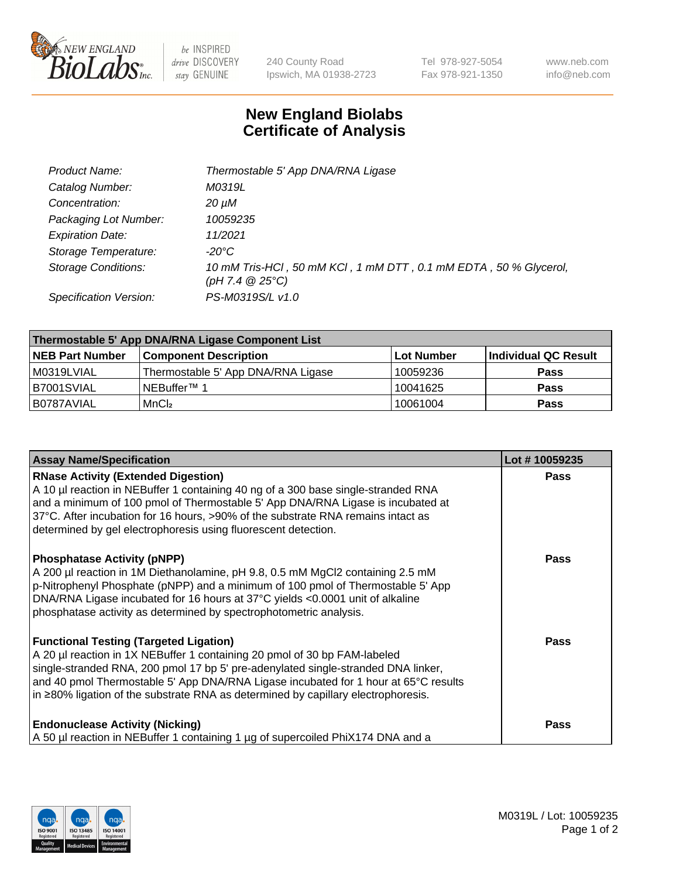# New England Biolabs Certificate of Analysis

| | |
|---|---|
| *Product Name:* | *Thermostable 5' App DNA/RNA Ligase* |
| *Catalog Number:* | *M0319L* |
| *Concentration:* | *20 µM* |
| *Packaging Lot Number:* | *10059235* |
| *Expiration Date:* | *11/2021* |
| *Storage Temperature:* | *-20°C* |
| *Storage Conditions:* | *10 mM Tris-HCl , 50 mM KCl , 1 mM DTT , 0.1 mM EDTA , 50 % Glycerol, (pH 7.4 @ 25°C)* |
| *Specification Version:* | *PS-M0319S/L v1.0* |

| Thermostable 5' App DNA/RNA Ligase Component List | | | |
|---|---|---|---|
| **NEB Part Number** | **Component Description** | **Lot Number** | **Individual QC Result** |
| M0319LVIAL | Thermostable 5' App DNA/RNA Ligase | 10059236 | **Pass** |
| B7001SVIAL | NEBuffer™ 1 | 10041625 | **Pass** |
| B0787AVIAL | $MnCl_2$ | 10061004 | **Pass** |

| Assay Name/Specification | Lot # 10059235 |
|---|---|
| **RNase Activity (Extended Digestion)**<br>A 10 µl reaction in NEBuffer 1 containing 40 ng of a 300 base single-stranded RNA and a minimum of 100 pmol of Thermostable 5' App DNA/RNA Ligase is incubated at 37°C. After incubation for 16 hours, >90% of the substrate RNA remains intact as determined by gel electrophoresis using fluorescent detection. | **Pass** |
| **Phosphatase Activity (pNPP)**<br>A 200 µl reaction in 1M Diethanolamine, pH 9.8, 0.5 mM MgCl2 containing 2.5 mM p-Nitrophenyl Phosphate (pNPP) and a minimum of 100 pmol of Thermostable 5' App DNA/RNA Ligase incubated for 16 hours at 37°C yields <0.0001 unit of alkaline phosphatase activity as determined by spectrophotometric analysis. | **Pass** |
| **Functional Testing (Targeted Ligation)**<br>A 20 µl reaction in 1X NEBuffer 1 containing 20 pmol of 30 bp FAM-labeled single-stranded RNA, 200 pmol 17 bp 5' pre-adenylated single-stranded DNA linker, and 40 pmol Thermostable 5' App DNA/RNA Ligase incubated for 1 hour at 65°C results in ≥80% ligation of the substrate RNA as determined by capillary electrophoresis. | **Pass** |
| **Endonuclease Activity (Nicking)**<br>A 50 µl reaction in NEBuffer 1 containing 1 µg of supercoiled PhiX174 DNA and a | **Pass** |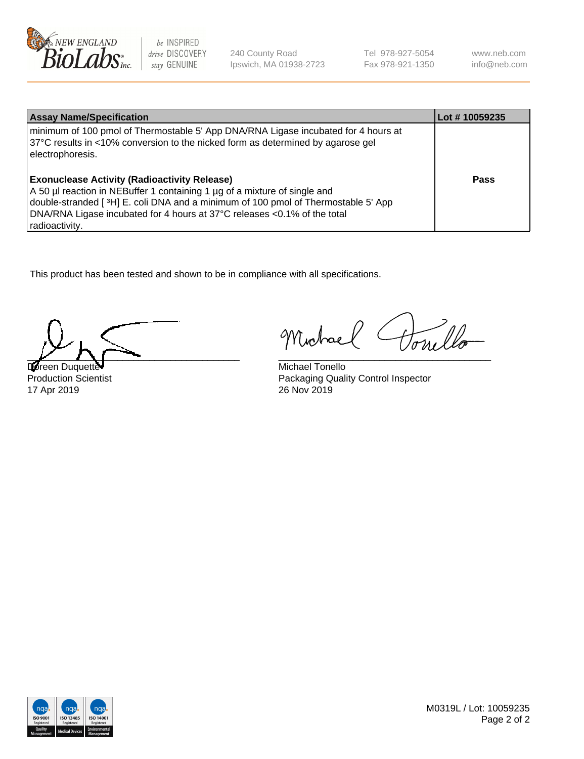| Assay Name/Specification | Lot # 10059235 |
| --- | --- |
| minimum of 100 pmol of Thermostable 5' App DNA/RNA Ligase incubated for 4 hours at 37°C results in <10% conversion to the nicked form as determined by agarose gel electrophoresis. | |
| **Exonuclease Activity (Radioactivity Release)**<br>A 50 µl reaction in NEBuffer 1 containing 1 µg of a mixture of single and double-stranded [ $^{3}$H] E. coli DNA and a minimum of 100 pmol of Thermostable 5' App DNA/RNA Ligase incubated for 4 hours at 37°C releases <0.1% of the total radioactivity. | **Pass** |

This product has been tested and shown to be in compliance with all specifications.

Doreen Duquette
Production Scientist
17 Apr 2019

Michael Tonello
Packaging Quality Control Inspector
26 Nov 2019

M0319L / Lot: 10059235